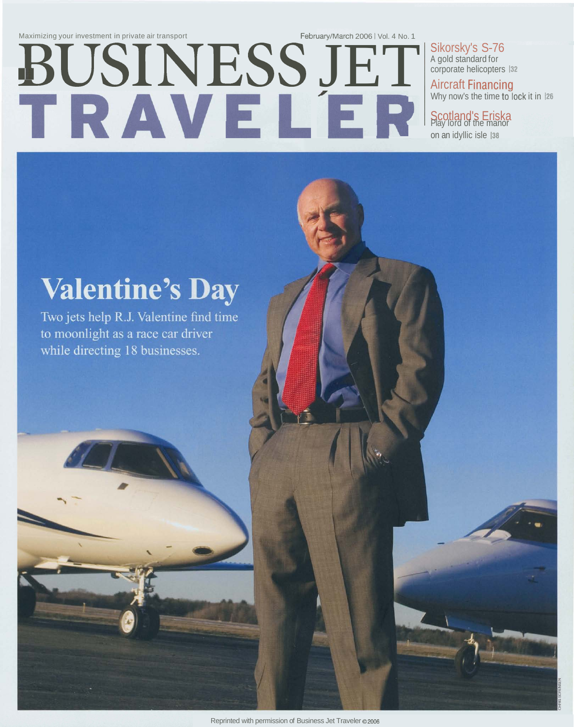Maximizing your investment in private air transport

February/March 2006 | Vol. 4 No. 1

# BUSINESS JET TRAVELER

**Sikorsky's S-76**
A gold standard for corporate helicopters |32

**Aircraft Financing**
Why now's the time to lock it in |26

**Scotland's Eriska**
Play lord of the manor on an idyllic isle |38

## Valentine's Day

Two jets help R.J. Valentine find time to moonlight as a race car driver while directing 18 businesses.

CHRIS SORENSEN

Reprinted with permission of Business Jet Traveler © 2006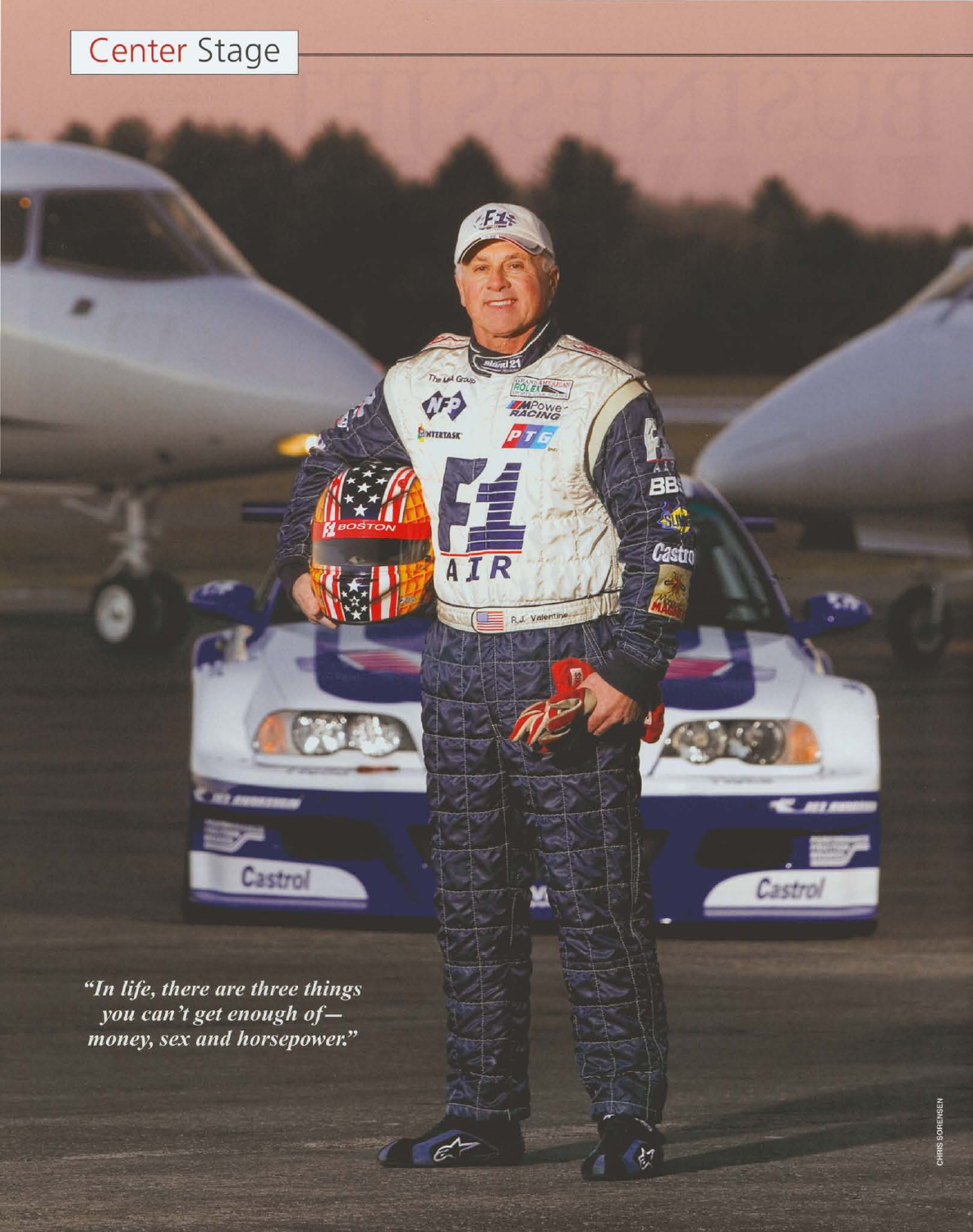Center Stage

*"In life, there are three things you can't get enough of—money, sex and horsepower."*

CHRIS SORENSEN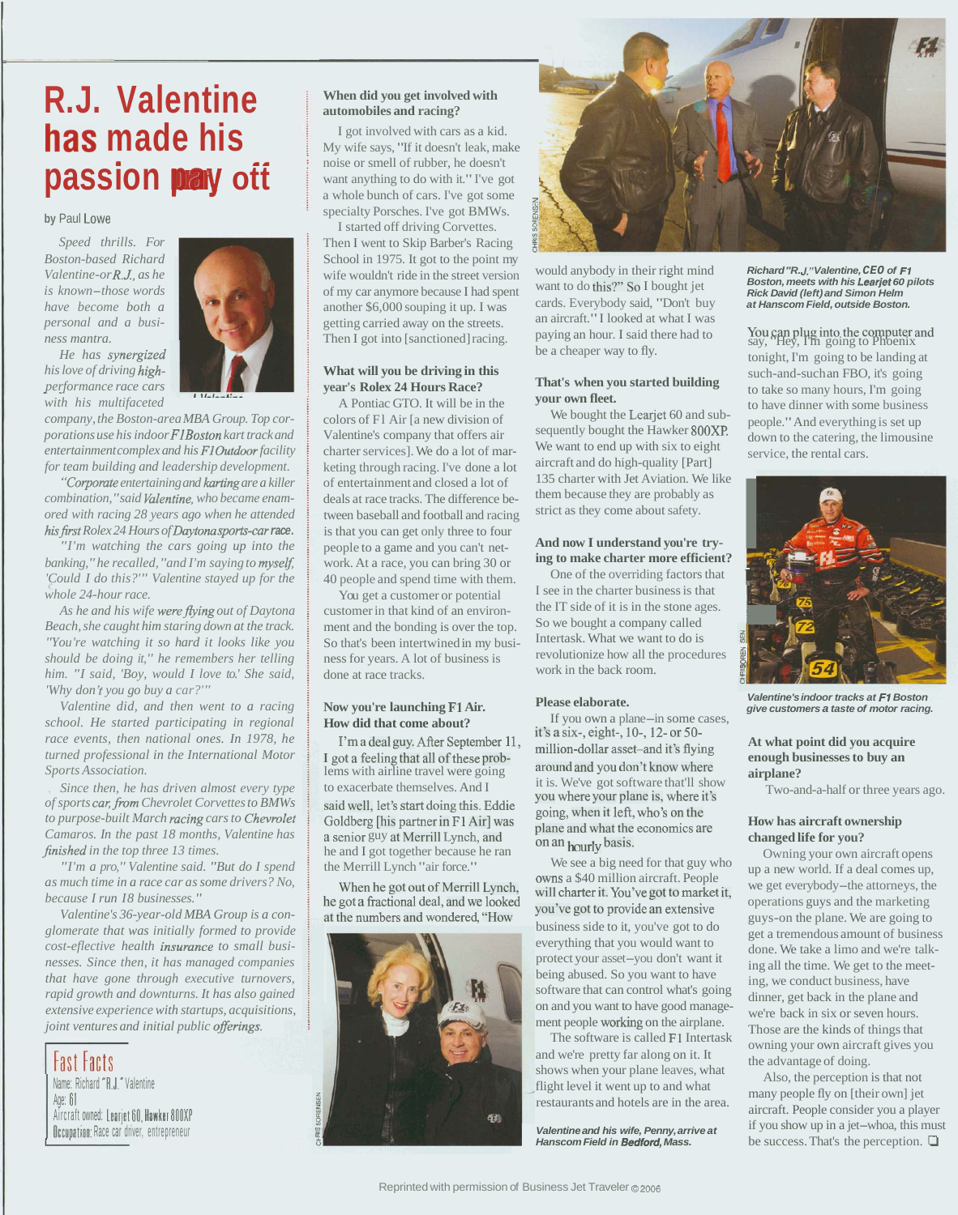# R.J. Valentine has made his passion pay off

by Paul Lowe

*Speed thrills. For Boston-based Richard Valentine–or R.J., as he is known–those words have become both a personal and a business mantra.*

*He has synergized his love of driving high-performance race cars with his multifaceted company, the Boston-area MBA Group. Top corporations use his indoor F1 Boston kart track and entertainment complex and his F1 Outdoor facility for team building and leadership development.*

*"Corporate entertaining and karting are a killer combination," said Valentine, who became enamored with racing 28 years ago when he attended his first Rolex 24 Hours of Daytona sports-car race.*

*"I'm watching the cars going up into the banking," he recalled, "and I'm saying to myself, 'Could I do this?'" Valentine stayed up for the whole 24-hour race.*

*As he and his wife were flying out of Daytona Beach, she caught him staring down at the track. "You're watching it so hard it looks like you should be doing it," he remembers her telling him. "I said, 'Boy, would I love to.' She said, 'Why don't you go buy a car?'"*

*Valentine did, and then went to a racing school. He started participating in regional race events, then national ones. In 1978, he turned professional in the International Motor Sports Association.*

*Since then, he has driven almost every type of sports car, from Chevrolet Corvettes to BMWs to purpose-built March racing cars to Chevrolet Camaros. In the past 18 months, Valentine has finished in the top three 13 times.*

*"I'm a pro," Valentine said. "But do I spend as much time in a race car as some drivers? No, because I run 18 businesses."*

*Valentine's 36-year-old MBA Group is a conglomerate that was initially formed to provide cost-effective health insurance to small businesses. Since then, it has managed companies that have gone through executive turnovers, rapid growth and downturns. It has also gained extensive experience with startups, acquisitions, joint ventures and initial public offerings.*

**Fast Facts**

Name: Richard "R.J." Valentine
Age: 61
Aircraft owned: Learjet 60, Hawker 800XP
Occupation: Race car driver, entrepreneur

**When did you get involved with automobiles and racing?**

I got involved with cars as a kid. My wife says, "If it doesn't leak, make noise or smell of rubber, he doesn't want anything to do with it." I've got a whole bunch of cars. I've got some specialty Porsches. I've got BMWs.

I started off driving Corvettes. Then I went to Skip Barber's Racing School in 1975. It got to the point my wife wouldn't ride in the street version of my car anymore because I had spent another $6,000 souping it up. I was getting carried away on the streets. Then I got into [sanctioned] racing.

**What will you be driving in this year's Rolex 24 Hours Race?**

A Pontiac GTO. It will be in the colors of F1 Air [a new division of Valentine's company that offers air charter services]. We do a lot of marketing through racing. I've done a lot of entertainment and closed a lot of deals at race tracks. The difference between baseball and football and racing is that you can get only three to four people to a game and you can't network. At a race, you can bring 30 or 40 people and spend time with them.

You get a customer or potential customer in that kind of an environment and the bonding is over the top. So that's been intertwined in my business for years. A lot of business is done at race tracks.

**Now you're launching F1 Air. How did that come about?**

I'm a deal guy. After September 11, I got a feeling that all of these problems with airline travel were going to exacerbate themselves. And I said well, let's start doing this. Eddie Goldberg [his partner in F1 Air] was a senior guy at Merrill Lynch, and he and I got together because he ran the Merrill Lynch "air force."

When he got out of Merrill Lynch, he got a fractional deal, and we looked at the numbers and wondered, "How would anybody in their right mind want to do this?" So I bought jet cards. Everybody said, "Don't buy an aircraft." I looked at what I was paying an hour. I said there had to be a cheaper way to fly.

*Valentine and his wife, Penny, arrive at Hanscom Field in Bedford, Mass.*

*Richard "R.J." Valentine, CEO of F1 Boston, meets with his Learjet 60 pilots Rick David (left) and Simon Helm at Hanscom Field, outside Boston.*

**That's when you started building your own fleet.**

We bought the Learjet 60 and subsequently bought the Hawker 800XP. We want to end up with six to eight aircraft and do high-quality [Part] 135 charter with Jet Aviation. We like them because they are probably as strict as they come about safety.

**And now I understand you're trying to make charter more efficient?**

One of the overriding factors that I see in the charter business is that the IT side of it is in the stone ages. So we bought a company called Intertask. What we want to do is revolutionize how all the procedures work in the back room.

**Please elaborate.**

If you own a plane–in some cases, it's a six-, eight-, 10-, 12- or 50-million-dollar asset–and it's flying around and you don't know where it is. We've got software that'll show you where your plane is, where it's going, when it left, who's on the plane and what the economics are on an hourly basis.

We see a big need for that guy who owns a $40 million aircraft. People will charter it. You've got to market it, you've got to provide an extensive business side to it, you've got to do everything that you would want to protect your asset–you don't want it being abused. So you want to have software that can control what's going on and you want to have good management people working on the airplane.

The software is called F1 Intertask and we're pretty far along on it. It shows when your plane leaves, what flight level it went up to and what restaurants and hotels are in the area. You can plug into the computer and say, "Hey, I'm going to Phoenix tonight, I'm going to be landing at such-and-such an FBO, it's going to take so many hours, I'm going to have dinner with some business people." And everything is set up down to the catering, the limousine service, the rental cars.

*Valentine's indoor tracks at F1 Boston give customers a taste of motor racing.*

**At what point did you acquire enough businesses to buy an airplane?**

Two-and-a-half or three years ago.

**How has aircraft ownership changed life for you?**

Owning your own aircraft opens up a new world. If a deal comes up, we get everybody–the attorneys, the operations guys and the marketing guys–on the plane. We are going to get a tremendous amount of business done. We take a limo and we're talking all the time. We get to the meeting, we conduct business, have dinner, get back in the plane and we're back in six or seven hours. Those are the kinds of things that owning your own aircraft gives you the advantage of doing.

Also, the perception is that not many people fly on [their own] jet aircraft. People consider you a player if you show up in a jet–whoa, this must be success. That's the perception. ❑

Reprinted with permission of Business Jet Traveler © 2006